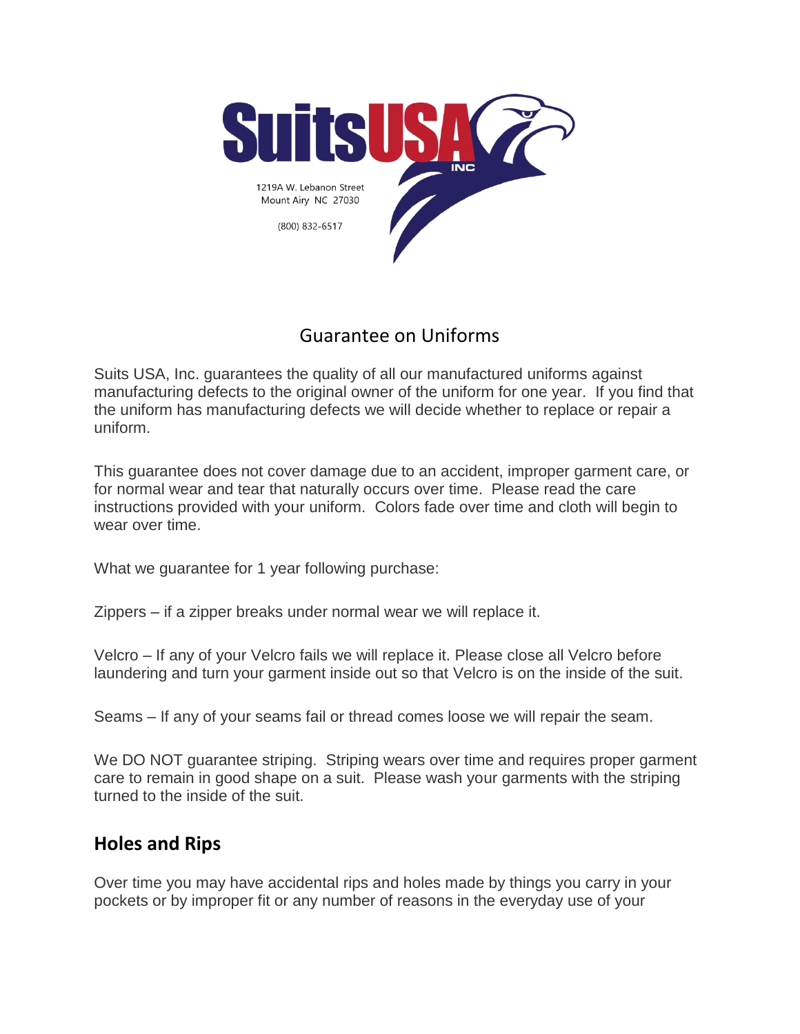SuitsUSA INC

1219A W. Lebanon Street
Mount Airy NC 27030

(800) 832-6517

# Guarantee on Uniforms

Suits USA, Inc. guarantees the quality of all our manufactured uniforms against manufacturing defects to the original owner of the uniform for one year. If you find that the uniform has manufacturing defects we will decide whether to replace or repair a uniform.

This guarantee does not cover damage due to an accident, improper garment care, or for normal wear and tear that naturally occurs over time. Please read the care instructions provided with your uniform. Colors fade over time and cloth will begin to wear over time.

What we guarantee for 1 year following purchase:

Zippers – if a zipper breaks under normal wear we will replace it.

Velcro – If any of your Velcro fails we will replace it. Please close all Velcro before laundering and turn your garment inside out so that Velcro is on the inside of the suit.

Seams – If any of your seams fail or thread comes loose we will repair the seam.

We DO NOT guarantee striping. Striping wears over time and requires proper garment care to remain in good shape on a suit. Please wash your garments with the striping turned to the inside of the suit.

## Holes and Rips

Over time you may have accidental rips and holes made by things you carry in your pockets or by improper fit or any number of reasons in the everyday use of your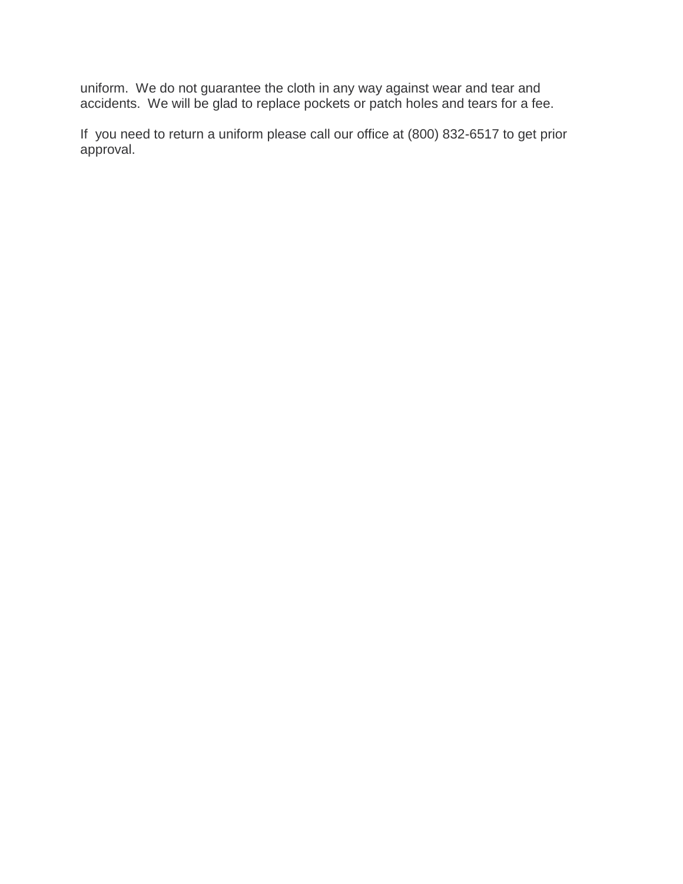uniform. We do not guarantee the cloth in any way against wear and tear and accidents. We will be glad to replace pockets or patch holes and tears for a fee.

If you need to return a uniform please call our office at (800) 832-6517 to get prior approval.